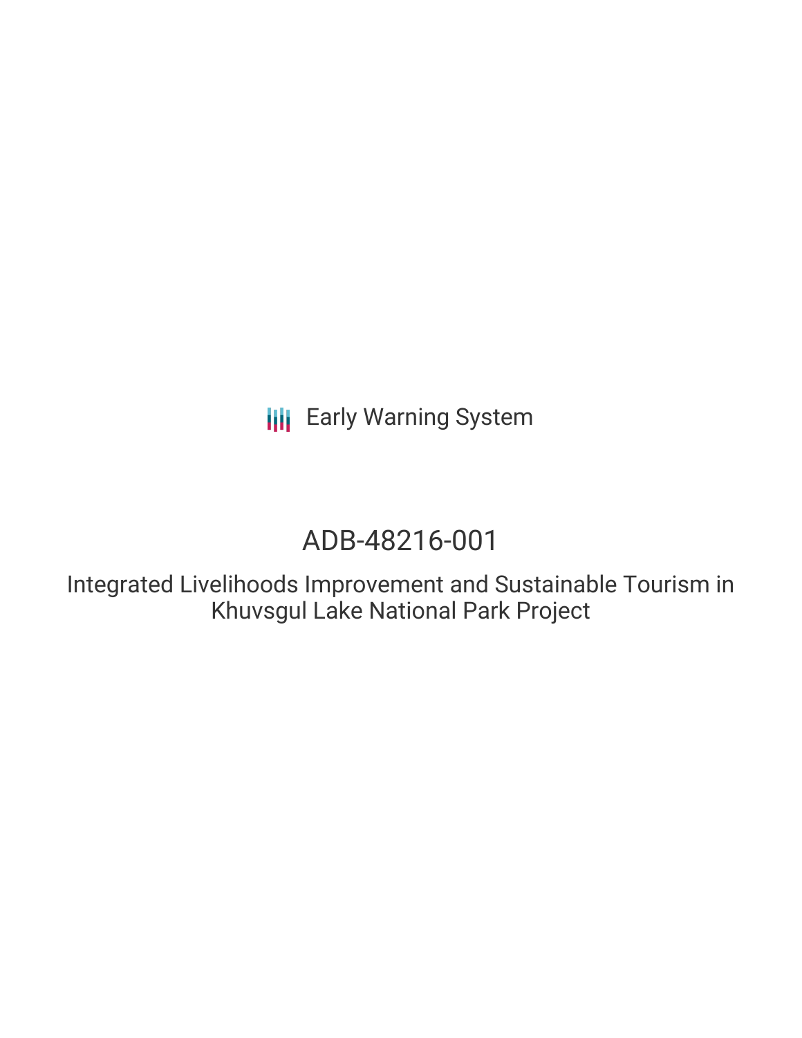Early Warning System

# ADB-48216-001

## Integrated Livelihoods Improvement and Sustainable Tourism in Khuvsgul Lake National Park Project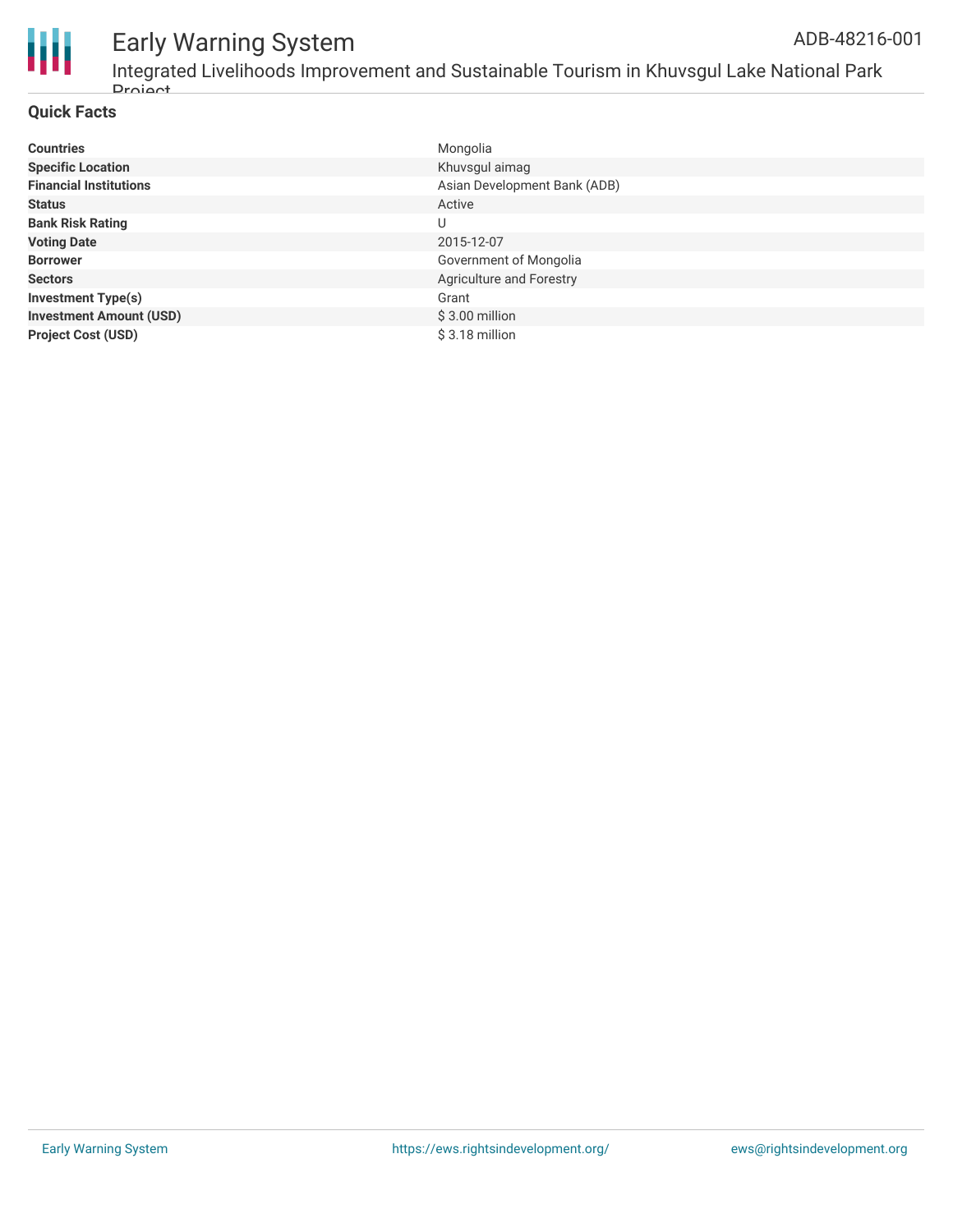## Quick Facts

| | |
|---|---|
| **Countries** | Mongolia |
| **Specific Location** | Khuvsgul aimag |
| **Financial Institutions** | Asian Development Bank (ADB) |
| **Status** | Active |
| **Bank Risk Rating** | U |
| **Voting Date** | 2015-12-07 |
| **Borrower** | Government of Mongolia |
| **Sectors** | Agriculture and Forestry |
| **Investment Type(s)** | Grant |
| **Investment Amount (USD)** | $ 3.00 million |
| **Project Cost (USD)** | $ 3.18 million |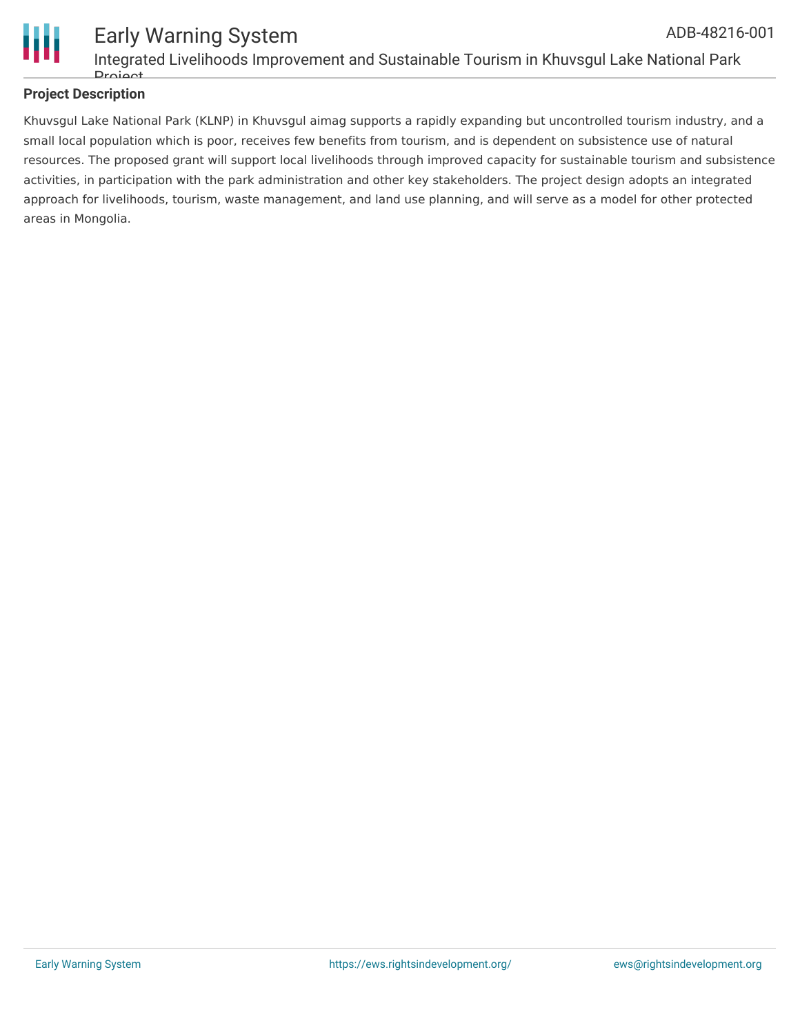## Project Description

Khuvsgul Lake National Park (KLNP) in Khuvsgul aimag supports a rapidly expanding but uncontrolled tourism industry, and a small local population which is poor, receives few benefits from tourism, and is dependent on subsistence use of natural resources. The proposed grant will support local livelihoods through improved capacity for sustainable tourism and subsistence activities, in participation with the park administration and other key stakeholders. The project design adopts an integrated approach for livelihoods, tourism, waste management, and land use planning, and will serve as a model for other protected areas in Mongolia.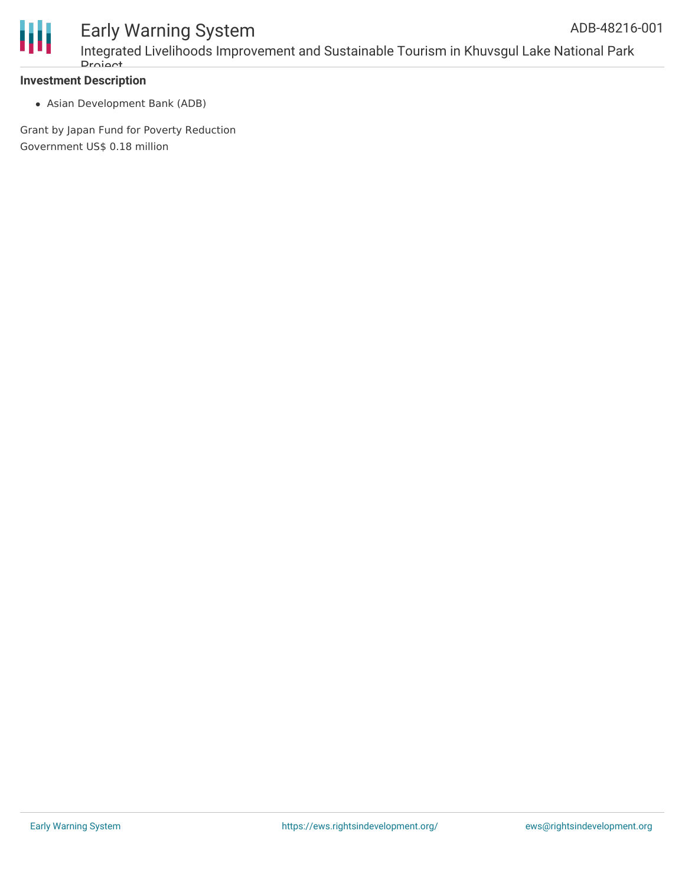**Investment Description**

- Asian Development Bank (ADB)

Grant by Japan Fund for Poverty Reduction
Government US$ 0.18 million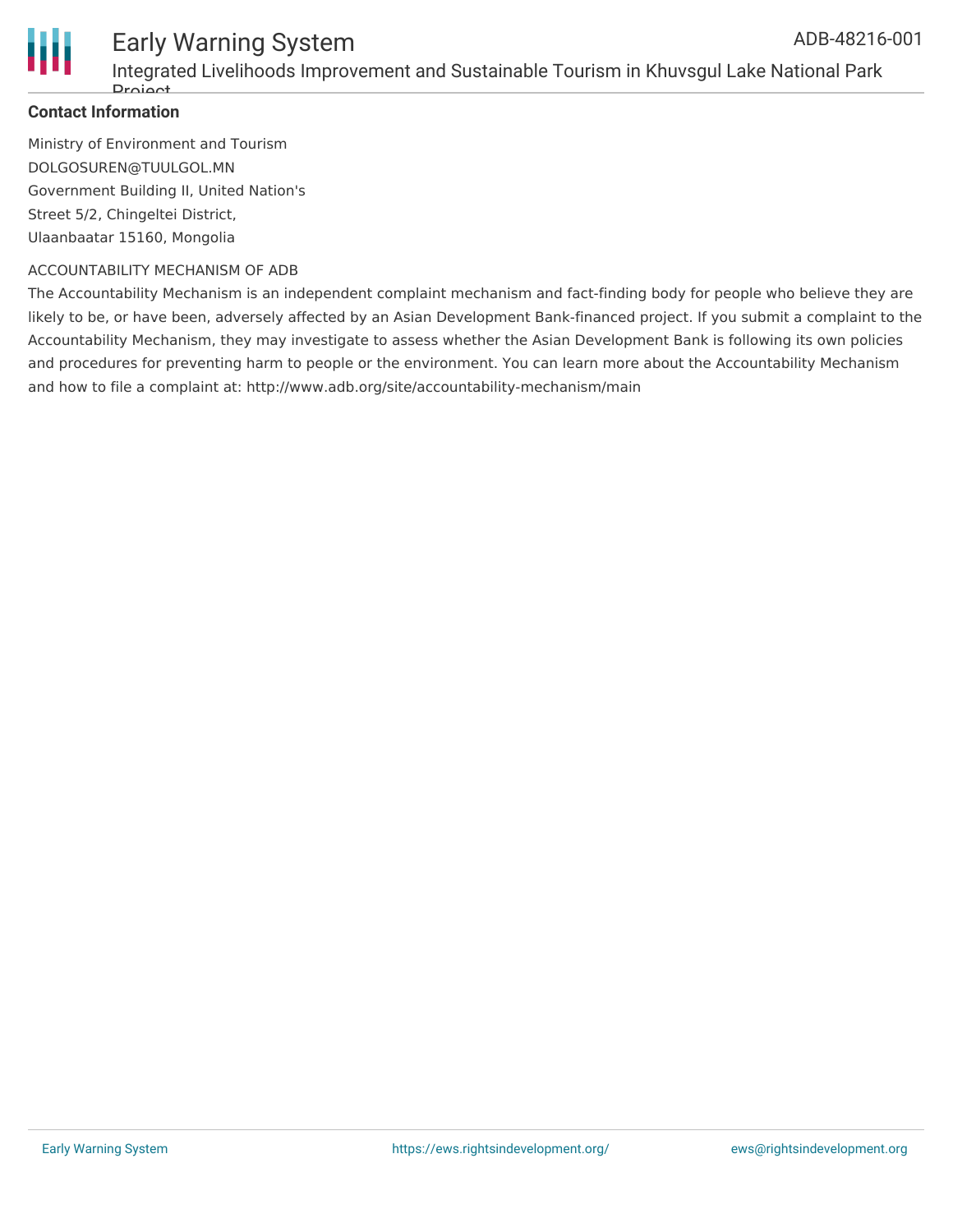**Contact Information**

Ministry of Environment and Tourism
DOLGOSUREN@TUULGOL.MN
Government Building II, United Nation's
Street 5/2, Chingeltei District,
Ulaanbaatar 15160, Mongolia

ACCOUNTABILITY MECHANISM OF ADB

The Accountability Mechanism is an independent complaint mechanism and fact-finding body for people who believe they are likely to be, or have been, adversely affected by an Asian Development Bank-financed project. If you submit a complaint to the Accountability Mechanism, they may investigate to assess whether the Asian Development Bank is following its own policies and procedures for preventing harm to people or the environment. You can learn more about the Accountability Mechanism and how to file a complaint at: http://www.adb.org/site/accountability-mechanism/main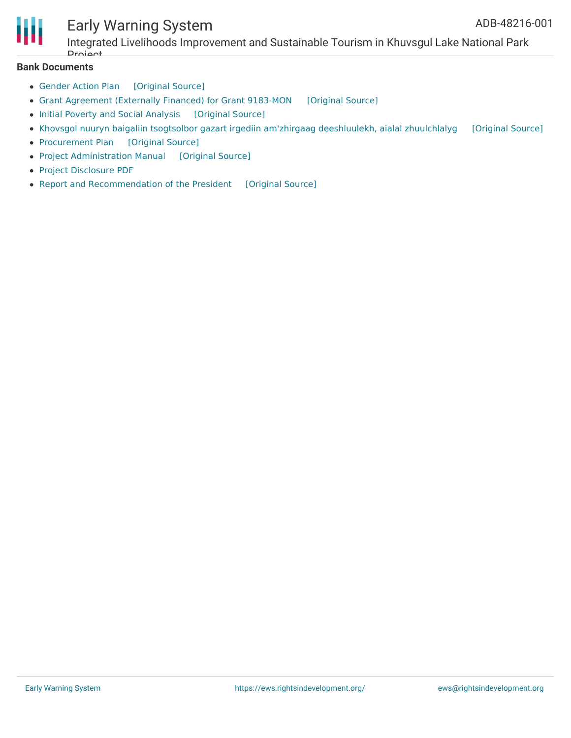**Bank Documents**

- Gender Action Plan [Original Source]
- Grant Agreement (Externally Financed) for Grant 9183-MON [Original Source]
- Initial Poverty and Social Analysis [Original Source]
- Khovsgol nuuryn baigaliin tsogtsolbor gazart irgediin am'zhirgaag deeshluulekh, aialal zhuulchlalyg [Original Source]
- Procurement Plan [Original Source]
- Project Administration Manual [Original Source]
- Project Disclosure PDF
- Report and Recommendation of the President [Original Source]